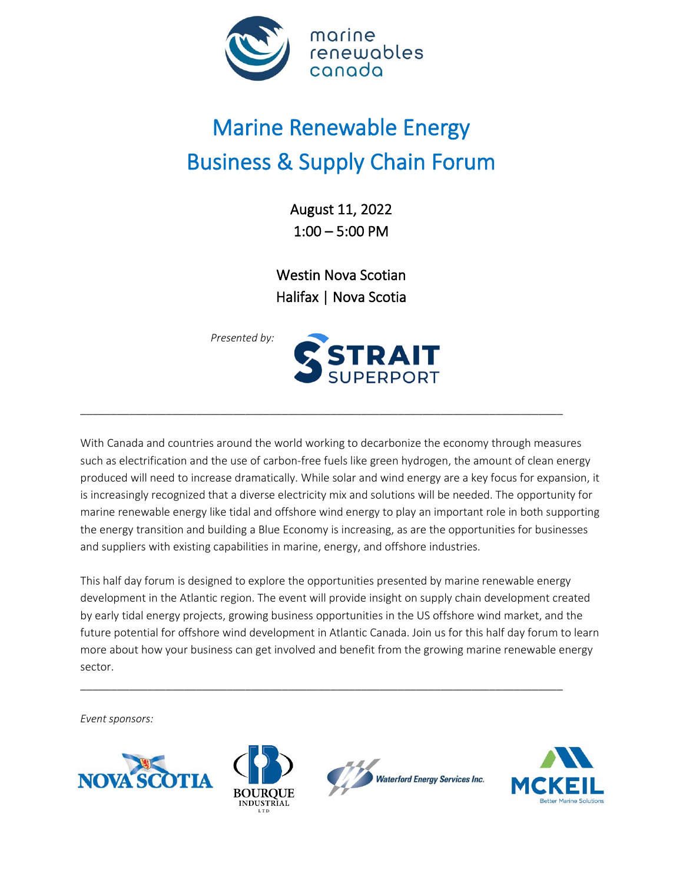marine renewables canada

# Marine Renewable Energy Business & Supply Chain Forum

August 11, 2022
1:00 – 5:00 PM

Westin Nova Scotian
Halifax | Nova Scotia

*Presented by:* STRAIT SUPERPORT

---

With Canada and countries around the world working to decarbonize the economy through measures such as electrification and the use of carbon-free fuels like green hydrogen, the amount of clean energy produced will need to increase dramatically. While solar and wind energy are a key focus for expansion, it is increasingly recognized that a diverse electricity mix and solutions will be needed. The opportunity for marine renewable energy like tidal and offshore wind energy to play an important role in both supporting the energy transition and building a Blue Economy is increasing, as are the opportunities for businesses and suppliers with existing capabilities in marine, energy, and offshore industries.

This half day forum is designed to explore the opportunities presented by marine renewable energy development in the Atlantic region. The event will provide insight on supply chain development created by early tidal energy projects, growing business opportunities in the US offshore wind market, and the future potential for offshore wind development in Atlantic Canada. Join us for this half day forum to learn more about how your business can get involved and benefit from the growing marine renewable energy sector.

---

*Event sponsors:*

NOVA SCOTIA | BOURQUE INDUSTRIAL LTD | Waterford Energy Services Inc. | MCKEIL Better Marine Solutions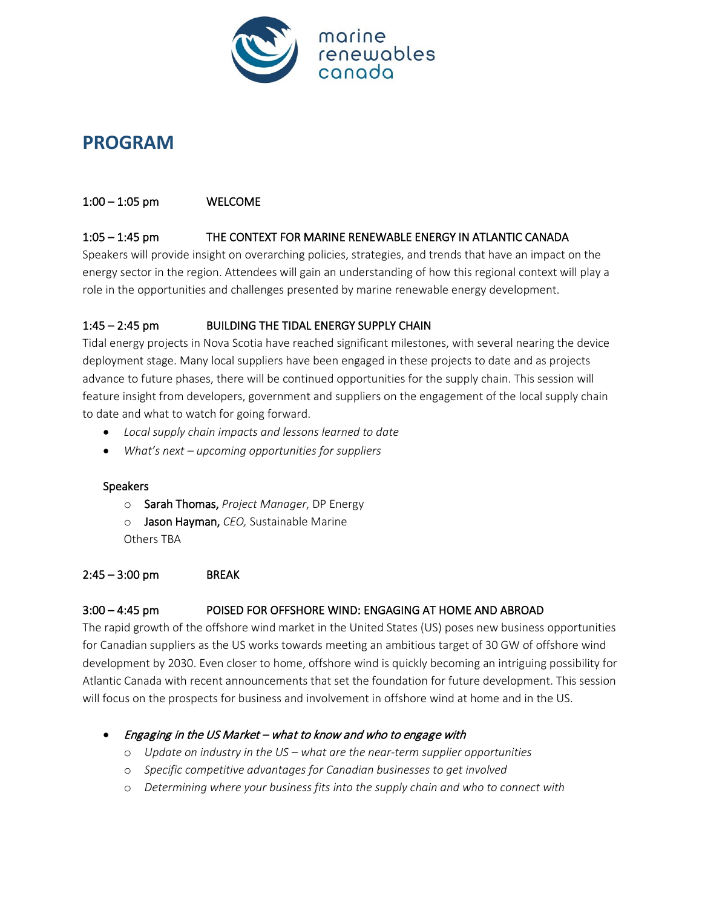# PROGRAM

1:00 – 1:05 pm WELCOME

1:05 – 1:45 pm THE CONTEXT FOR MARINE RENEWABLE ENERGY IN ATLANTIC CANADA

Speakers will provide insight on overarching policies, strategies, and trends that have an impact on the energy sector in the region. Attendees will gain an understanding of how this regional context will play a role in the opportunities and challenges presented by marine renewable energy development.

1:45 – 2:45 pm BUILDING THE TIDAL ENERGY SUPPLY CHAIN

Tidal energy projects in Nova Scotia have reached significant milestones, with several nearing the device deployment stage. Many local suppliers have been engaged in these projects to date and as projects advance to future phases, there will be continued opportunities for the supply chain. This session will feature insight from developers, government and suppliers on the engagement of the local supply chain to date and what to watch for going forward.

- *Local supply chain impacts and lessons learned to date*
- *What's next – upcoming opportunities for suppliers*

Speakers

- Sarah Thomas, *Project Manager*, DP Energy
- Jason Hayman, *CEO,* Sustainable Marine

Others TBA

2:45 – 3:00 pm BREAK

3:00 – 4:45 pm POISED FOR OFFSHORE WIND: ENGAGING AT HOME AND ABROAD

The rapid growth of the offshore wind market in the United States (US) poses new business opportunities for Canadian suppliers as the US works towards meeting an ambitious target of 30 GW of offshore wind development by 2030. Even closer to home, offshore wind is quickly becoming an intriguing possibility for Atlantic Canada with recent announcements that set the foundation for future development. This session will focus on the prospects for business and involvement in offshore wind at home and in the US.

- *Engaging in the US Market – what to know and who to engage with*
  - *Update on industry in the US – what are the near-term supplier opportunities*
  - *Specific competitive advantages for Canadian businesses to get involved*
  - *Determining where your business fits into the supply chain and who to connect with*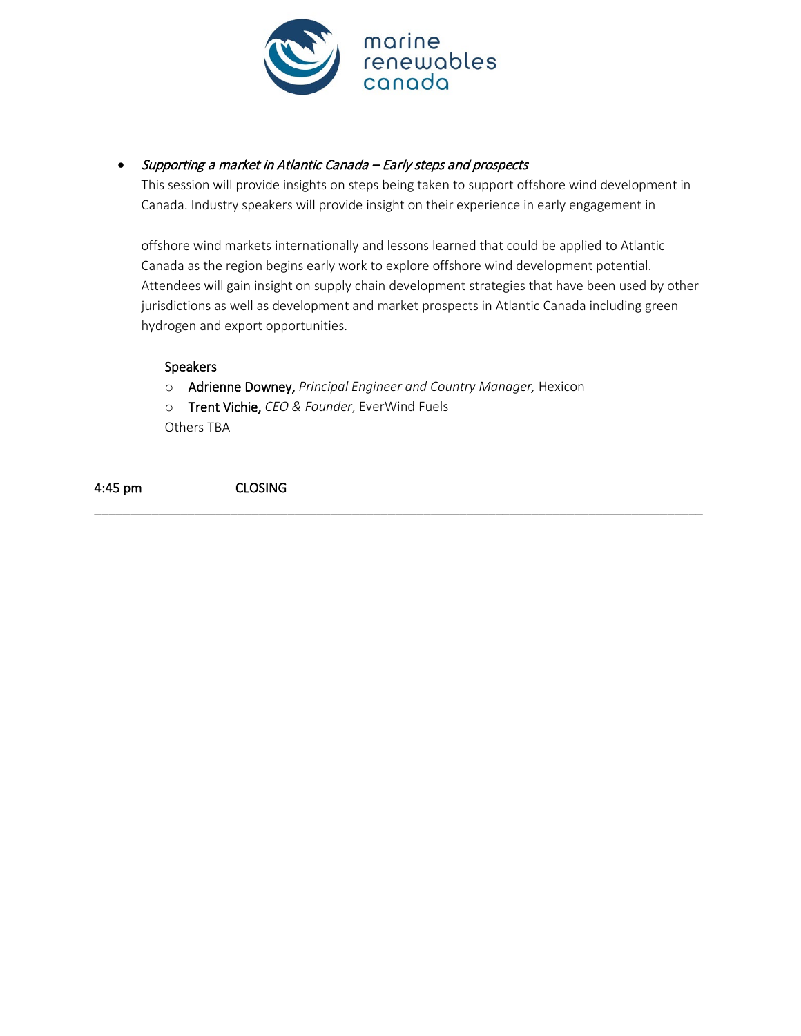- *Supporting a market in Atlantic Canada – Early steps and prospects*
  This session will provide insights on steps being taken to support offshore wind development in Canada. Industry speakers will provide insight on their experience in early engagement in offshore wind markets internationally and lessons learned that could be applied to Atlantic Canada as the region begins early work to explore offshore wind development potential. Attendees will gain insight on supply chain development strategies that have been used by other jurisdictions as well as development and market prospects in Atlantic Canada including green hydrogen and export opportunities.

  Speakers
  - Adrienne Downey, *Principal Engineer and Country Manager,* Hexicon
  - Trent Vichie, *CEO & Founder*, EverWind Fuels

  Others TBA

4:45 pm CLOSING

---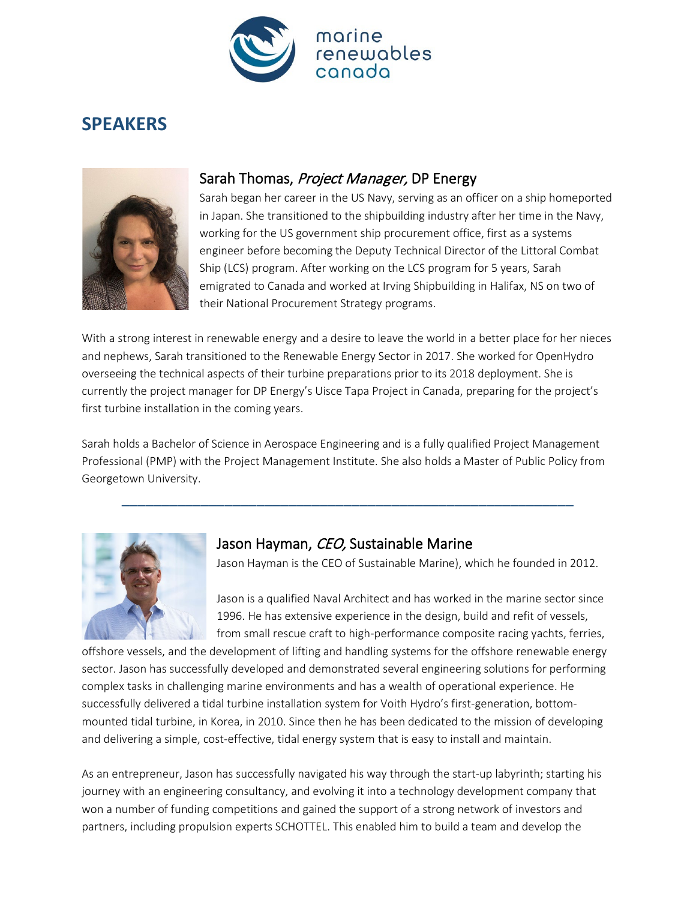# SPEAKERS

## Sarah Thomas, *Project Manager,* DP Energy

Sarah began her career in the US Navy, serving as an officer on a ship homeported in Japan. She transitioned to the shipbuilding industry after her time in the Navy, working for the US government ship procurement office, first as a systems engineer before becoming the Deputy Technical Director of the Littoral Combat Ship (LCS) program. After working on the LCS program for 5 years, Sarah emigrated to Canada and worked at Irving Shipbuilding in Halifax, NS on two of their National Procurement Strategy programs.

With a strong interest in renewable energy and a desire to leave the world in a better place for her nieces and nephews, Sarah transitioned to the Renewable Energy Sector in 2017. She worked for OpenHydro overseeing the technical aspects of their turbine preparations prior to its 2018 deployment. She is currently the project manager for DP Energy's Uisce Tapa Project in Canada, preparing for the project's first turbine installation in the coming years.

Sarah holds a Bachelor of Science in Aerospace Engineering and is a fully qualified Project Management Professional (PMP) with the Project Management Institute. She also holds a Master of Public Policy from Georgetown University.

---

## Jason Hayman, *CEO,* Sustainable Marine

Jason Hayman is the CEO of Sustainable Marine), which he founded in 2012.

Jason is a qualified Naval Architect and has worked in the marine sector since 1996. He has extensive experience in the design, build and refit of vessels, from small rescue craft to high-performance composite racing yachts, ferries, offshore vessels, and the development of lifting and handling systems for the offshore renewable energy sector. Jason has successfully developed and demonstrated several engineering solutions for performing complex tasks in challenging marine environments and has a wealth of operational experience. He successfully delivered a tidal turbine installation system for Voith Hydro's first-generation, bottom-mounted tidal turbine, in Korea, in 2010. Since then he has been dedicated to the mission of developing and delivering a simple, cost-effective, tidal energy system that is easy to install and maintain.

As an entrepreneur, Jason has successfully navigated his way through the start-up labyrinth; starting his journey with an engineering consultancy, and evolving it into a technology development company that won a number of funding competitions and gained the support of a strong network of investors and partners, including propulsion experts SCHOTTEL. This enabled him to build a team and develop the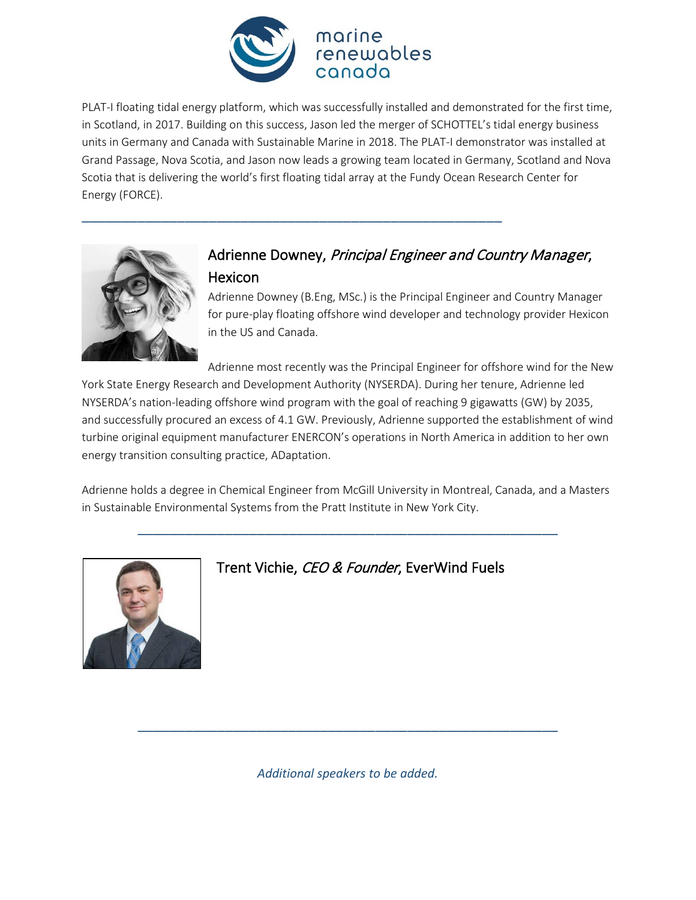PLAT-I floating tidal energy platform, which was successfully installed and demonstrated for the first time, in Scotland, in 2017. Building on this success, Jason led the merger of SCHOTTEL's tidal energy business units in Germany and Canada with Sustainable Marine in 2018. The PLAT-I demonstrator was installed at Grand Passage, Nova Scotia, and Jason now leads a growing team located in Germany, Scotland and Nova Scotia that is delivering the world's first floating tidal array at the Fundy Ocean Research Center for Energy (FORCE).

---

### Adrienne Downey, *Principal Engineer and Country Manager*, Hexicon

Adrienne Downey (B.Eng, MSc.) is the Principal Engineer and Country Manager for pure-play floating offshore wind developer and technology provider Hexicon in the US and Canada.

Adrienne most recently was the Principal Engineer for offshore wind for the New York State Energy Research and Development Authority (NYSERDA). During her tenure, Adrienne led NYSERDA's nation-leading offshore wind program with the goal of reaching 9 gigawatts (GW) by 2035, and successfully procured an excess of 4.1 GW. Previously, Adrienne supported the establishment of wind turbine original equipment manufacturer ENERCON's operations in North America in addition to her own energy transition consulting practice, ADaptation.

Adrienne holds a degree in Chemical Engineer from McGill University in Montreal, Canada, and a Masters in Sustainable Environmental Systems from the Pratt Institute in New York City.

---

### Trent Vichie, *CEO & Founder*, EverWind Fuels

---

*Additional speakers to be added.*